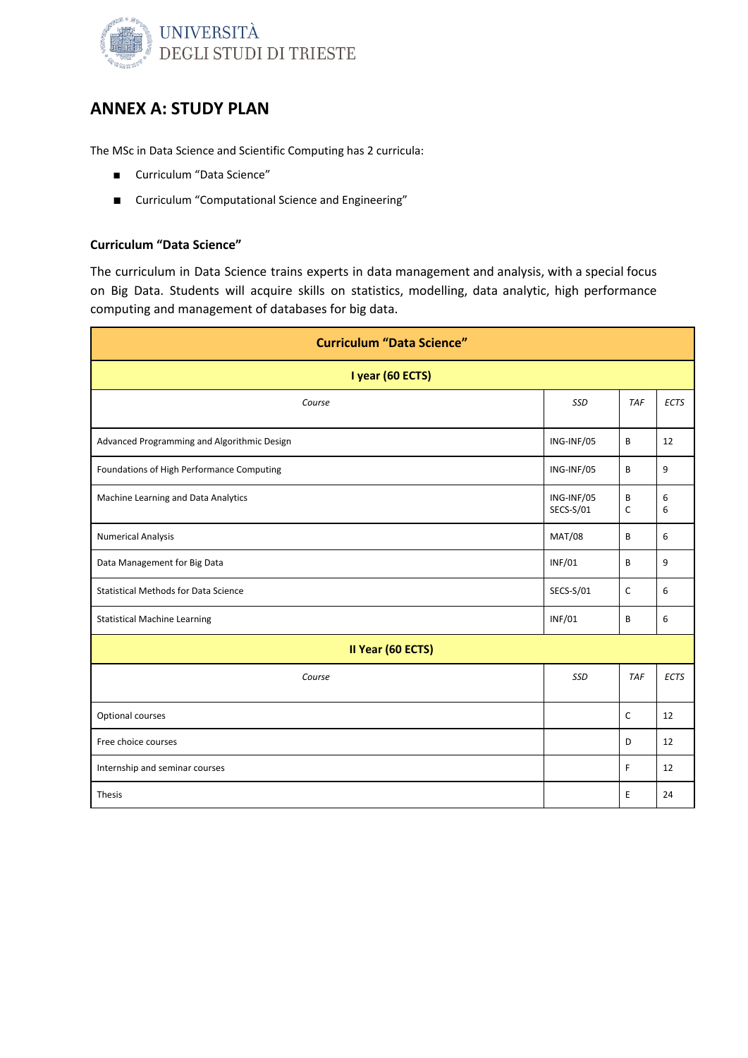# ANNEX A: STUDY PLAN

The MSc in Data Science and Scientific Computing has 2 curricula:

- Curriculum "Data Science"
- Curriculum "Computational Science and Engineering"

### Curriculum "Data Science"

The curriculum in Data Science trains experts in data management and analysis, with a special focus on Big Data. Students will acquire skills on statistics, modelling, data analytic, high performance computing and management of databases for big data.

| **Curriculum "Data Science"** | | | |
|---|---|---|---|
| **I year (60 ECTS)** | | | |
| *Course* | *SSD* | *TAF* | *ECTS* |
| Advanced Programming and Algorithmic Design | ING-INF/05 | B | 12 |
| Foundations of High Performance Computing | ING-INF/05 | B | 9 |
| Machine Learning and Data Analytics | ING-INF/05<br>SECS-S/01 | B<br>C | 6<br>6 |
| Numerical Analysis | MAT/08 | B | 6 |
| Data Management for Big Data | INF/01 | B | 9 |
| Statistical Methods for Data Science | SECS-S/01 | C | 6 |
| Statistical Machine Learning | INF/01 | B | 6 |
| **II Year (60 ECTS)** | | | |
| *Course* | *SSD* | *TAF* | *ECTS* |
| Optional courses | | C | 12 |
| Free choice courses | | D | 12 |
| Internship and seminar courses | | F | 12 |
| Thesis | | E | 24 |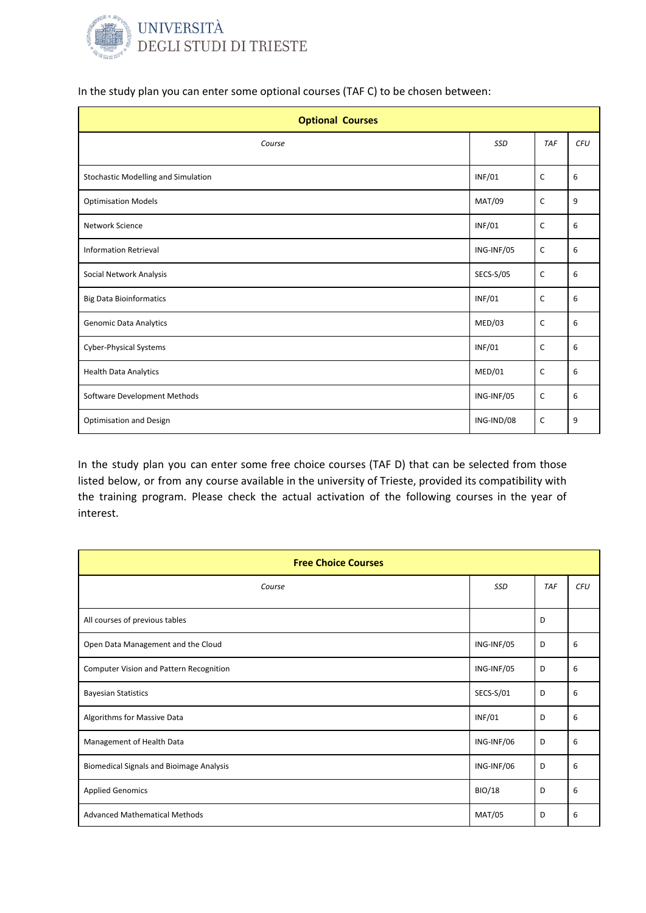In the study plan you can enter some optional courses (TAF C) to be chosen between:

| **Optional Courses** | | | |
|---|---|---|---|
| *Course* | *SSD* | *TAF* | *CFU* |
| Stochastic Modelling and Simulation | INF/01 | C | 6 |
| Optimisation Models | MAT/09 | C | 9 |
| Network Science | INF/01 | C | 6 |
| Information Retrieval | ING-INF/05 | C | 6 |
| Social Network Analysis | SECS-S/05 | C | 6 |
| Big Data Bioinformatics | INF/01 | C | 6 |
| Genomic Data Analytics | MED/03 | C | 6 |
| Cyber-Physical Systems | INF/01 | C | 6 |
| Health Data Analytics | MED/01 | C | 6 |
| Software Development Methods | ING-INF/05 | C | 6 |
| Optimisation and Design | ING-IND/08 | C | 9 |

In the study plan you can enter some free choice courses (TAF D) that can be selected from those listed below, or from any course available in the university of Trieste, provided its compatibility with the training program. Please check the actual activation of the following courses in the year of interest.

| **Free Choice Courses** | | | |
|---|---|---|---|
| *Course* | *SSD* | *TAF* | *CFU* |
| All courses of previous tables | | D | |
| Open Data Management and the Cloud | ING-INF/05 | D | 6 |
| Computer Vision and Pattern Recognition | ING-INF/05 | D | 6 |
| Bayesian Statistics | SECS-S/01 | D | 6 |
| Algorithms for Massive Data | INF/01 | D | 6 |
| Management of Health Data | ING-INF/06 | D | 6 |
| Biomedical Signals and Bioimage Analysis | ING-INF/06 | D | 6 |
| Applied Genomics | BIO/18 | D | 6 |
| Advanced Mathematical Methods | MAT/05 | D | 6 |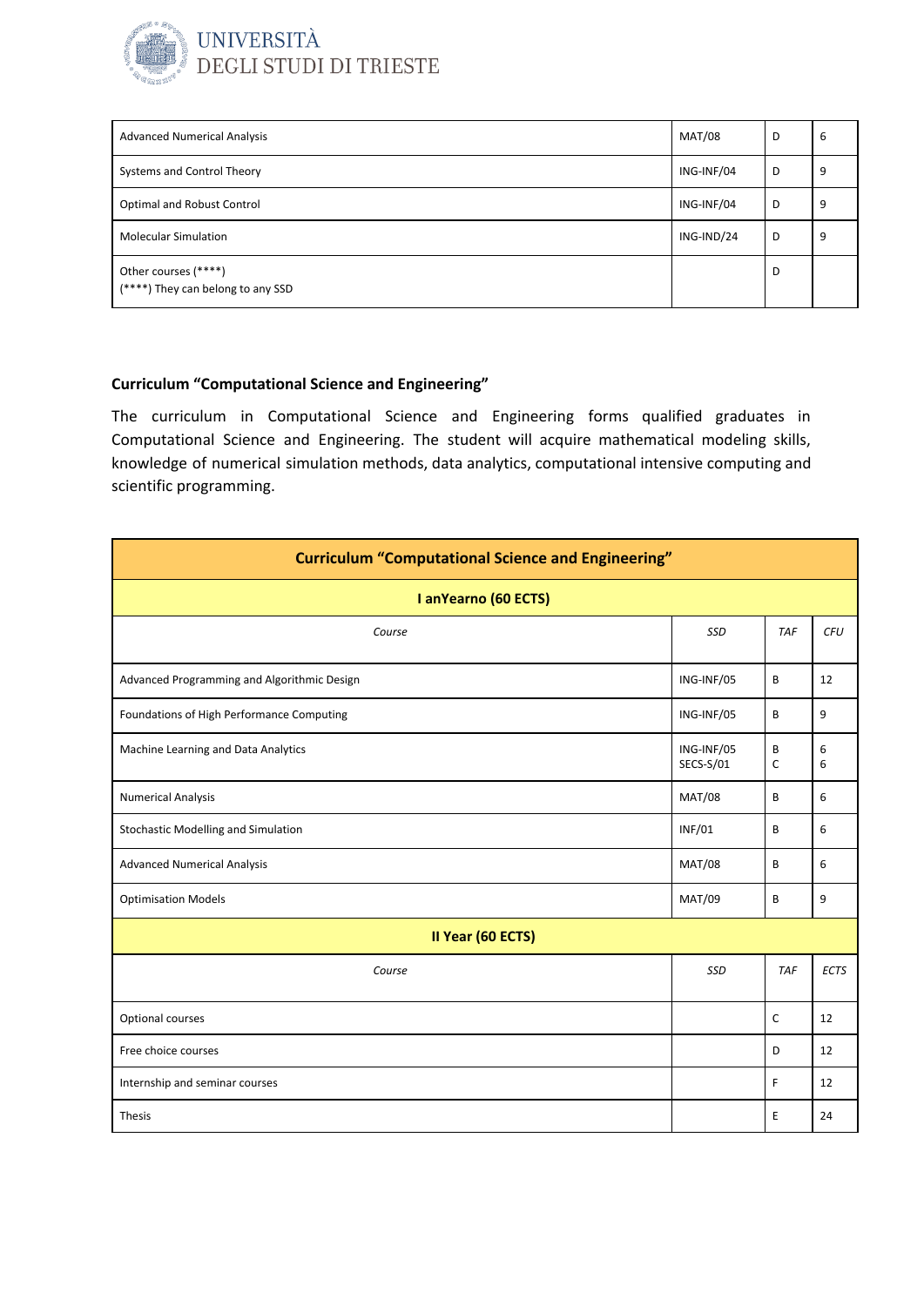| | | | |
|---|---|---|---|
| Advanced Numerical Analysis | MAT/08 | D | 6 |
| Systems and Control Theory | ING-INF/04 | D | 9 |
| Optimal and Robust Control | ING-INF/04 | D | 9 |
| Molecular Simulation | ING-IND/24 | D | 9 |
| Other courses (****)<br>(****) They can belong to any SSD | | D | |

**Curriculum "Computational Science and Engineering"**

The curriculum in Computational Science and Engineering forms qualified graduates in Computational Science and Engineering. The student will acquire mathematical modeling skills, knowledge of numerical simulation methods, data analytics, computational intensive computing and scientific programming.

| **Curriculum "Computational Science and Engineering"** | | | |
|---|---|---|---|
| **I anYearno (60 ECTS)** | | | |
| *Course* | *SSD* | *TAF* | *CFU* |
| Advanced Programming and Algorithmic Design | ING-INF/05 | B | 12 |
| Foundations of High Performance Computing | ING-INF/05 | B | 9 |
| Machine Learning and Data Analytics | ING-INF/05<br>SECS-S/01 | B<br>C | 6<br>6 |
| Numerical Analysis | MAT/08 | B | 6 |
| Stochastic Modelling and Simulation | INF/01 | B | 6 |
| Advanced Numerical Analysis | MAT/08 | B | 6 |
| Optimisation Models | MAT/09 | B | 9 |
| **II Year (60 ECTS)** | | | |
| *Course* | *SSD* | *TAF* | *ECTS* |
| Optional courses | | C | 12 |
| Free choice courses | | D | 12 |
| Internship and seminar courses | | F | 12 |
| Thesis | | E | 24 |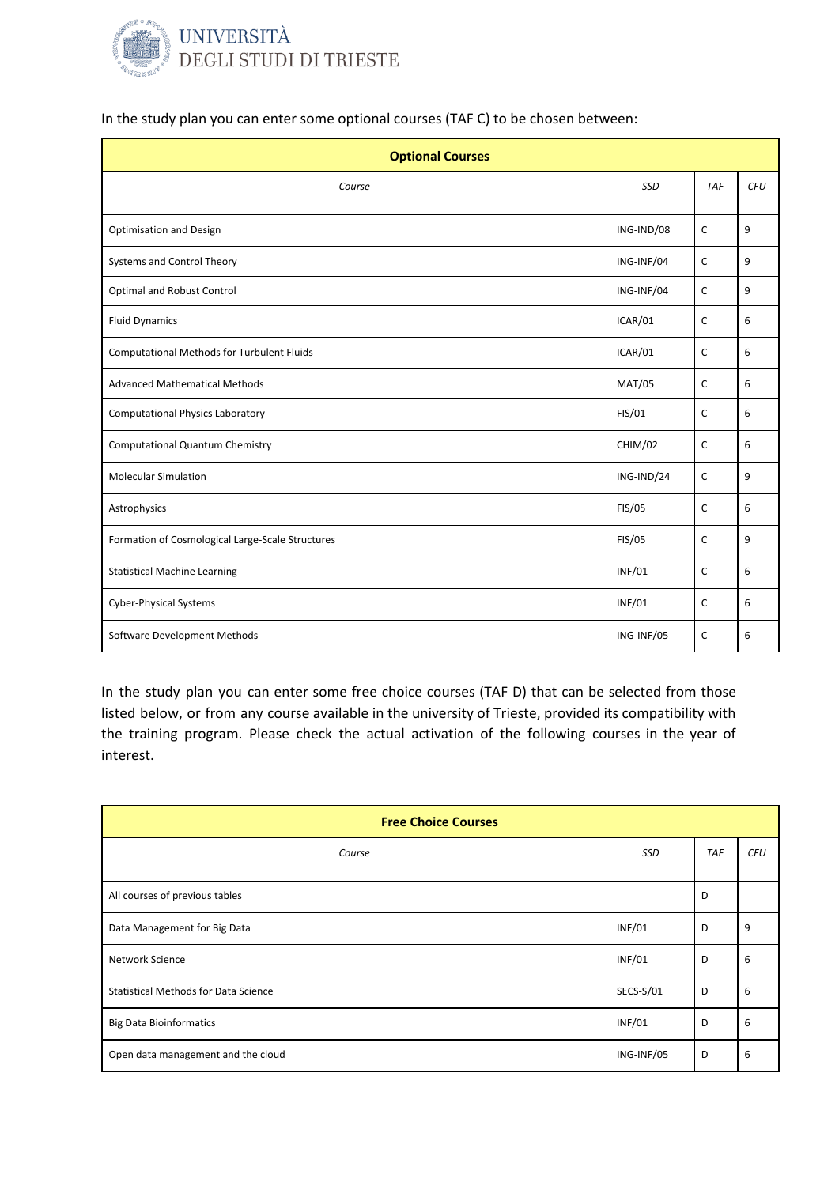In the study plan you can enter some optional courses (TAF C) to be chosen between:

| Optional Courses | | | |
|---|---|---|---|
| *Course* | *SSD* | *TAF* | *CFU* |
| Optimisation and Design | ING-IND/08 | C | 9 |
| Systems and Control Theory | ING-INF/04 | C | 9 |
| Optimal and Robust Control | ING-INF/04 | C | 9 |
| Fluid Dynamics | ICAR/01 | C | 6 |
| Computational Methods for Turbulent Fluids | ICAR/01 | C | 6 |
| Advanced Mathematical Methods | MAT/05 | C | 6 |
| Computational Physics Laboratory | FIS/01 | C | 6 |
| Computational Quantum Chemistry | CHIM/02 | C | 6 |
| Molecular Simulation | ING-IND/24 | C | 9 |
| Astrophysics | FIS/05 | C | 6 |
| Formation of Cosmological Large-Scale Structures | FIS/05 | C | 9 |
| Statistical Machine Learning | INF/01 | C | 6 |
| Cyber-Physical Systems | INF/01 | C | 6 |
| Software Development Methods | ING-INF/05 | C | 6 |

In the study plan you can enter some free choice courses (TAF D) that can be selected from those listed below, or from any course available in the university of Trieste, provided its compatibility with the training program. Please check the actual activation of the following courses in the year of interest.

| Free Choice Courses | | | |
|---|---|---|---|
| *Course* | *SSD* | *TAF* | *CFU* |
| All courses of previous tables | | D | |
| Data Management for Big Data | INF/01 | D | 9 |
| Network Science | INF/01 | D | 6 |
| Statistical Methods for Data Science | SECS-S/01 | D | 6 |
| Big Data Bioinformatics | INF/01 | D | 6 |
| Open data management and the cloud | ING-INF/05 | D | 6 |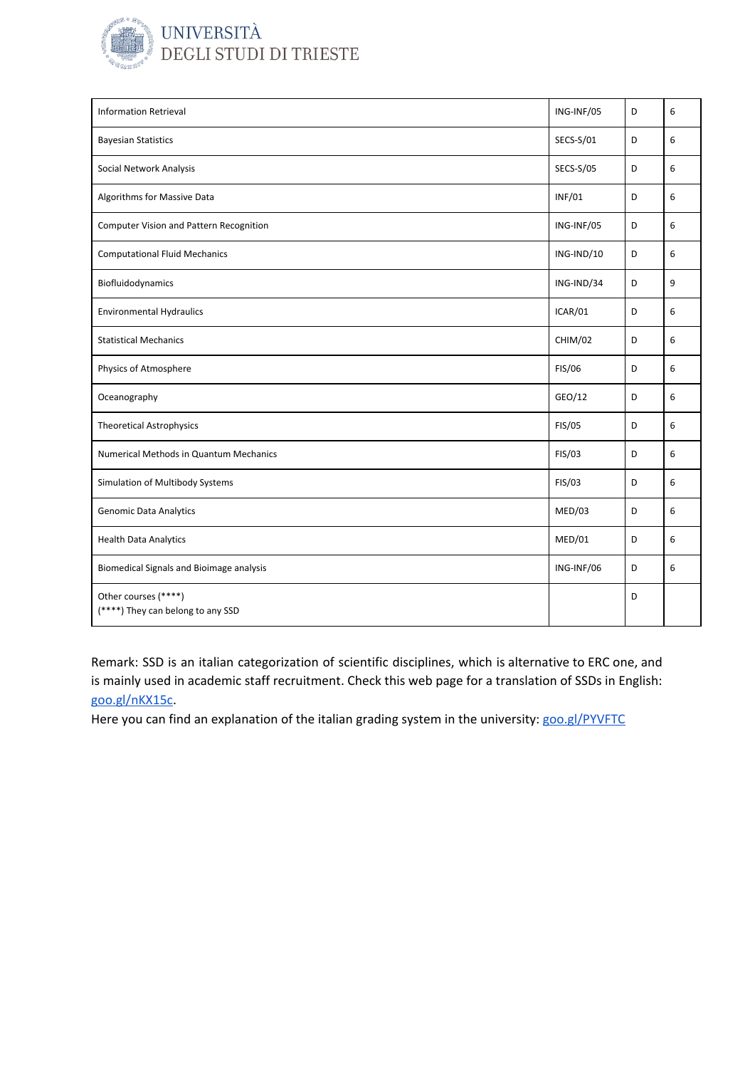| | | | |
|---|---|---|---|
| Information Retrieval | ING-INF/05 | D | 6 |
| Bayesian Statistics | SECS-S/01 | D | 6 |
| Social Network Analysis | SECS-S/05 | D | 6 |
| Algorithms for Massive Data | INF/01 | D | 6 |
| Computer Vision and Pattern Recognition | ING-INF/05 | D | 6 |
| Computational Fluid Mechanics | ING-IND/10 | D | 6 |
| Biofluidodynamics | ING-IND/34 | D | 9 |
| Environmental Hydraulics | ICAR/01 | D | 6 |
| Statistical Mechanics | CHIM/02 | D | 6 |
| Physics of Atmosphere | FIS/06 | D | 6 |
| Oceanography | GEO/12 | D | 6 |
| Theoretical Astrophysics | FIS/05 | D | 6 |
| Numerical Methods in Quantum Mechanics | FIS/03 | D | 6 |
| Simulation of Multibody Systems | FIS/03 | D | 6 |
| Genomic Data Analytics | MED/03 | D | 6 |
| Health Data Analytics | MED/01 | D | 6 |
| Biomedical Signals and Bioimage analysis | ING-INF/06 | D | 6 |
| Other courses (****)<br>(****) They can belong to any SSD | | D | |

Remark: SSD is an italian categorization of scientific disciplines, which is alternative to ERC one, and is mainly used in academic staff recruitment. Check this web page for a translation of SSDs in English: goo.gl/nKX15c.

Here you can find an explanation of the italian grading system in the university: goo.gl/PYVFTC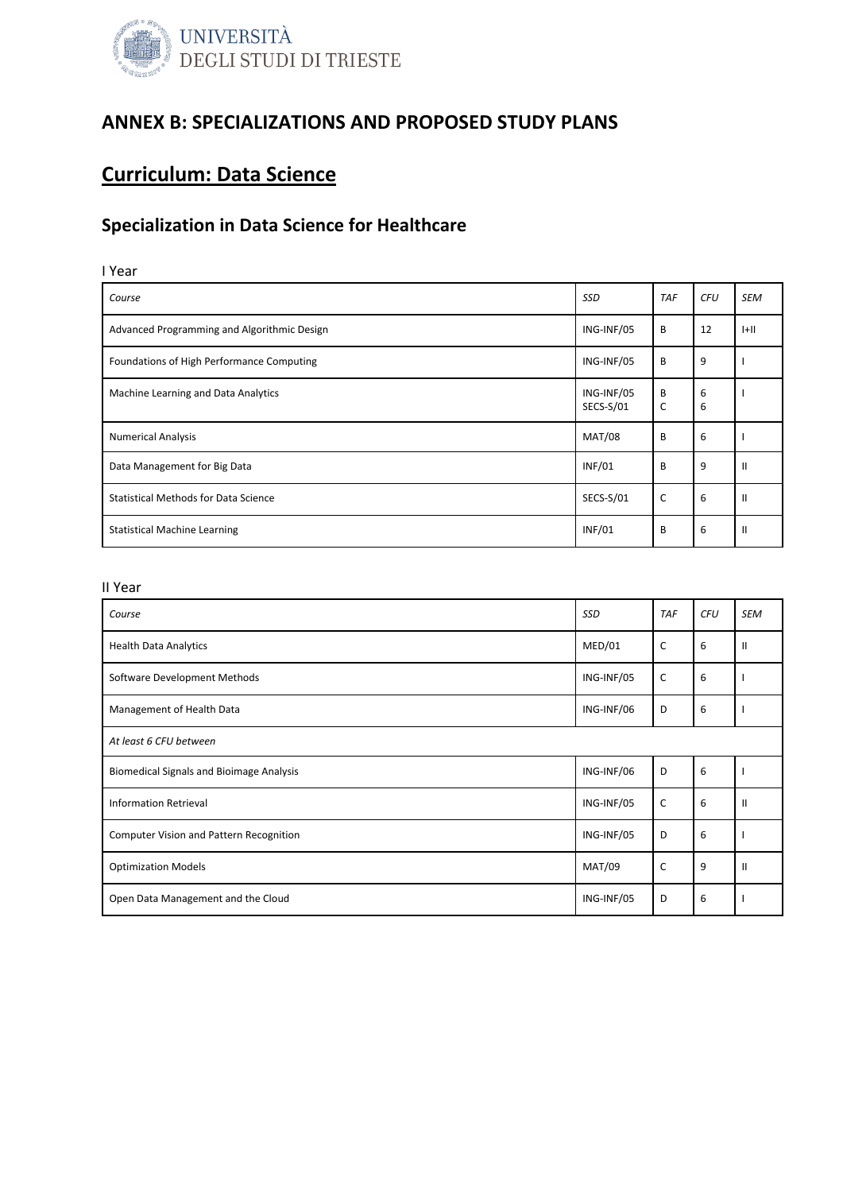# ANNEX B: SPECIALIZATIONS AND PROPOSED STUDY PLANS

## Curriculum: Data Science

### Specialization in Data Science for Healthcare

I Year

| *Course* | *SSD* | *TAF* | *CFU* | *SEM* |
|---|---|---|---|---|
| Advanced Programming and Algorithmic Design | ING-INF/05 | B | 12 | I+II |
| Foundations of High Performance Computing | ING-INF/05 | B | 9 | I |
| Machine Learning and Data Analytics | ING-INF/05<br>SECS-S/01 | B<br>C | 6<br>6 | I |
| Numerical Analysis | MAT/08 | B | 6 | I |
| Data Management for Big Data | INF/01 | B | 9 | II |
| Statistical Methods for Data Science | SECS-S/01 | C | 6 | II |
| Statistical Machine Learning | INF/01 | B | 6 | II |

II Year

| *Course* | *SSD* | *TAF* | *CFU* | *SEM* |
|---|---|---|---|---|
| Health Data Analytics | MED/01 | C | 6 | II |
| Software Development Methods | ING-INF/05 | C | 6 | I |
| Management of Health Data | ING-INF/06 | D | 6 | I |
| *At least 6 CFU between* | | | | |
| Biomedical Signals and Bioimage Analysis | ING-INF/06 | D | 6 | I |
| Information Retrieval | ING-INF/05 | C | 6 | II |
| Computer Vision and Pattern Recognition | ING-INF/05 | D | 6 | I |
| Optimization Models | MAT/09 | C | 9 | II |
| Open Data Management and the Cloud | ING-INF/05 | D | 6 | I |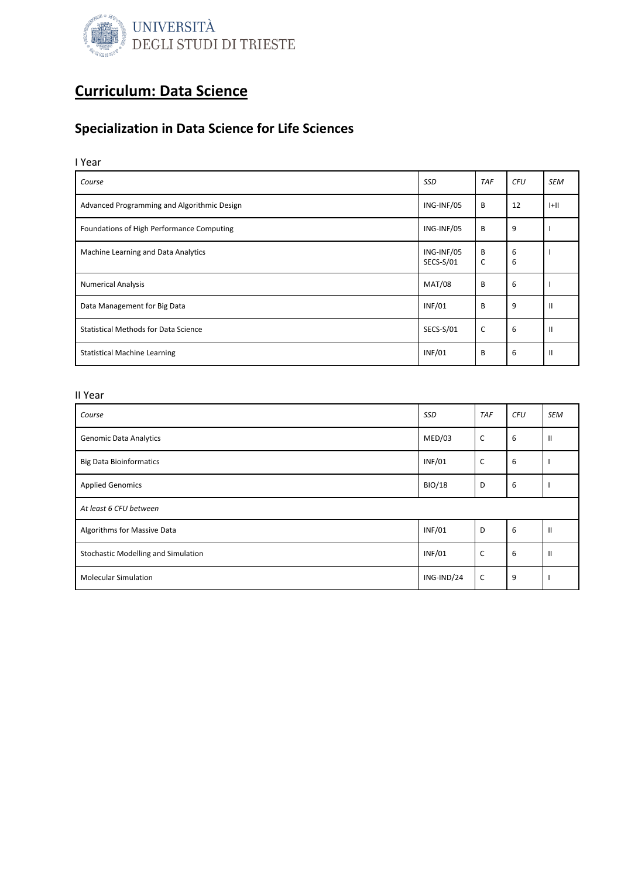UNIVERSITÀ DEGLI STUDI DI TRIESTE

# Curriculum: Data Science

## Specialization in Data Science for Life Sciences

I Year

| *Course* | *SSD* | *TAF* | *CFU* | *SEM* |
|---|---|---|---|---|
| Advanced Programming and Algorithmic Design | ING-INF/05 | B | 12 | I+II |
| Foundations of High Performance Computing | ING-INF/05 | B | 9 | I |
| Machine Learning and Data Analytics | ING-INF/05<br>SECS-S/01 | B<br>C | 6<br>6 | I |
| Numerical Analysis | MAT/08 | B | 6 | I |
| Data Management for Big Data | INF/01 | B | 9 | II |
| Statistical Methods for Data Science | SECS-S/01 | C | 6 | II |
| Statistical Machine Learning | INF/01 | B | 6 | II |

II Year

| *Course* | *SSD* | *TAF* | *CFU* | *SEM* |
|---|---|---|---|---|
| Genomic Data Analytics | MED/03 | C | 6 | II |
| Big Data Bioinformatics | INF/01 | C | 6 | I |
| Applied Genomics | BIO/18 | D | 6 | I |
| *At least 6 CFU between* | | | | |
| Algorithms for Massive Data | INF/01 | D | 6 | II |
| Stochastic Modelling and Simulation | INF/01 | C | 6 | II |
| Molecular Simulation | ING-IND/24 | C | 9 | I |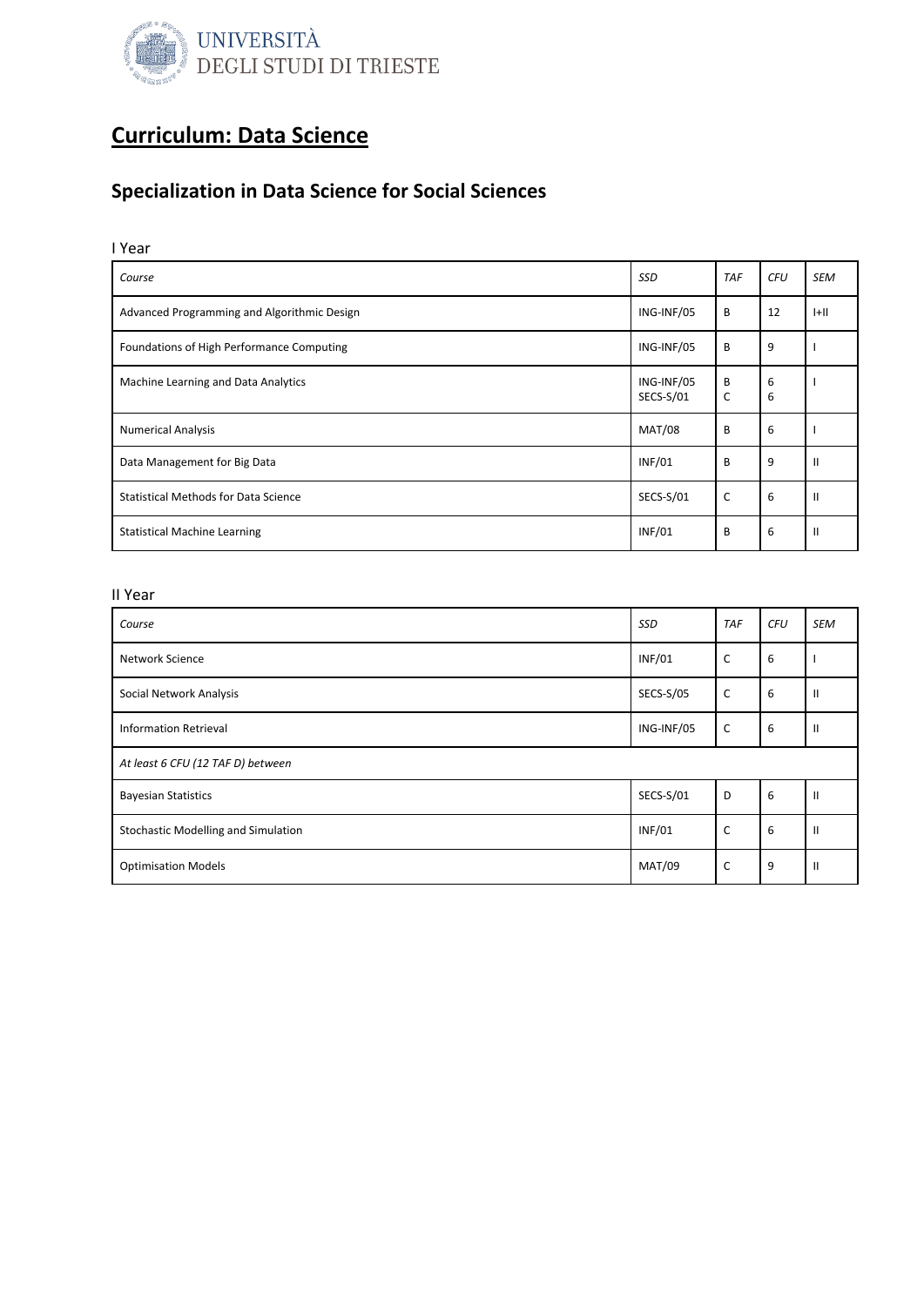# Curriculum: Data Science

## Specialization in Data Science for Social Sciences

I Year

| *Course* | *SSD* | *TAF* | *CFU* | *SEM* |
|---|---|---|---|---|
| Advanced Programming and Algorithmic Design | ING-INF/05 | B | 12 | I+II |
| Foundations of High Performance Computing | ING-INF/05 | B | 9 | I |
| Machine Learning and Data Analytics | ING-INF/05<br>SECS-S/01 | B<br>C | 6<br>6 | I |
| Numerical Analysis | MAT/08 | B | 6 | I |
| Data Management for Big Data | INF/01 | B | 9 | II |
| Statistical Methods for Data Science | SECS-S/01 | C | 6 | II |
| Statistical Machine Learning | INF/01 | B | 6 | II |

II Year

| *Course* | *SSD* | *TAF* | *CFU* | *SEM* |
|---|---|---|---|---|
| Network Science | INF/01 | C | 6 | I |
| Social Network Analysis | SECS-S/05 | C | 6 | II |
| Information Retrieval | ING-INF/05 | C | 6 | II |
| *At least 6 CFU (12 TAF D) between* | | | | |
| Bayesian Statistics | SECS-S/01 | D | 6 | II |
| Stochastic Modelling and Simulation | INF/01 | C | 6 | II |
| Optimisation Models | MAT/09 | C | 9 | II |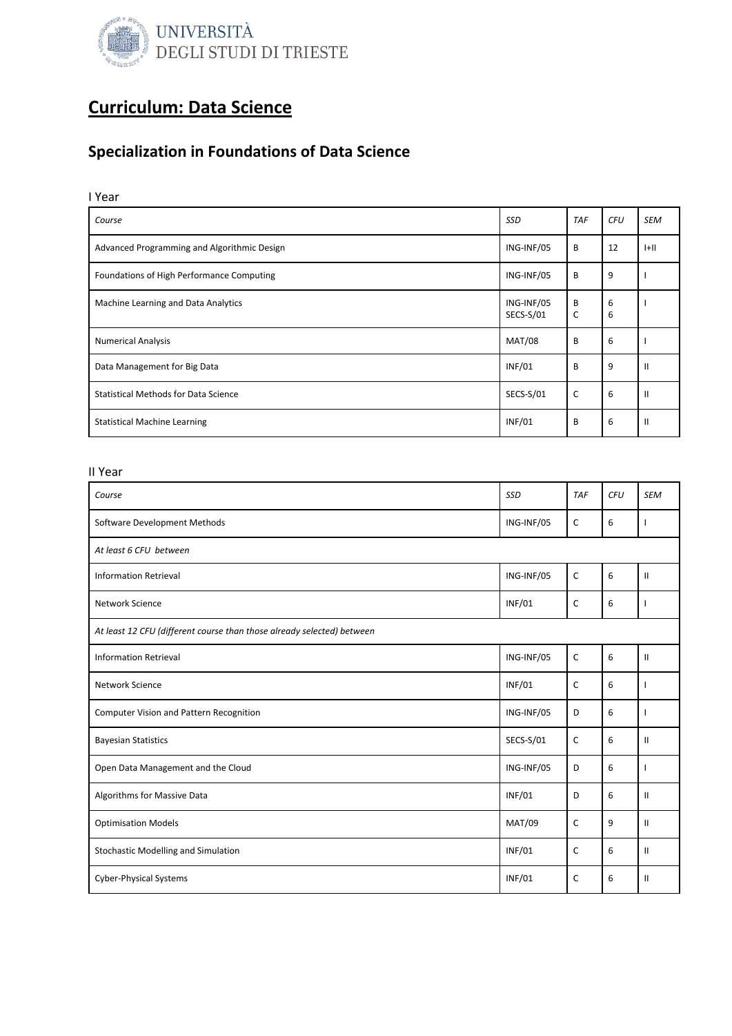# Curriculum: Data Science

## Specialization in Foundations of Data Science

I Year

| *Course* | *SSD* | *TAF* | *CFU* | *SEM* |
|---|---|---|---|---|
| Advanced Programming and Algorithmic Design | ING-INF/05 | B | 12 | I+II |
| Foundations of High Performance Computing | ING-INF/05 | B | 9 | I |
| Machine Learning and Data Analytics | ING-INF/05<br>SECS-S/01 | B<br>C | 6<br>6 | I |
| Numerical Analysis | MAT/08 | B | 6 | I |
| Data Management for Big Data | INF/01 | B | 9 | II |
| Statistical Methods for Data Science | SECS-S/01 | C | 6 | II |
| Statistical Machine Learning | INF/01 | B | 6 | II |

II Year

| *Course* | *SSD* | *TAF* | *CFU* | *SEM* |
|---|---|---|---|---|
| Software Development Methods | ING-INF/05 | C | 6 | I |
| *At least 6 CFU between* | | | | |
| Information Retrieval | ING-INF/05 | C | 6 | II |
| Network Science | INF/01 | C | 6 | I |
| *At least 12 CFU (different course than those already selected) between* | | | | |
| Information Retrieval | ING-INF/05 | C | 6 | II |
| Network Science | INF/01 | C | 6 | I |
| Computer Vision and Pattern Recognition | ING-INF/05 | D | 6 | I |
| Bayesian Statistics | SECS-S/01 | C | 6 | II |
| Open Data Management and the Cloud | ING-INF/05 | D | 6 | I |
| Algorithms for Massive Data | INF/01 | D | 6 | II |
| Optimisation Models | MAT/09 | C | 9 | II |
| Stochastic Modelling and Simulation | INF/01 | C | 6 | II |
| Cyber-Physical Systems | INF/01 | C | 6 | II |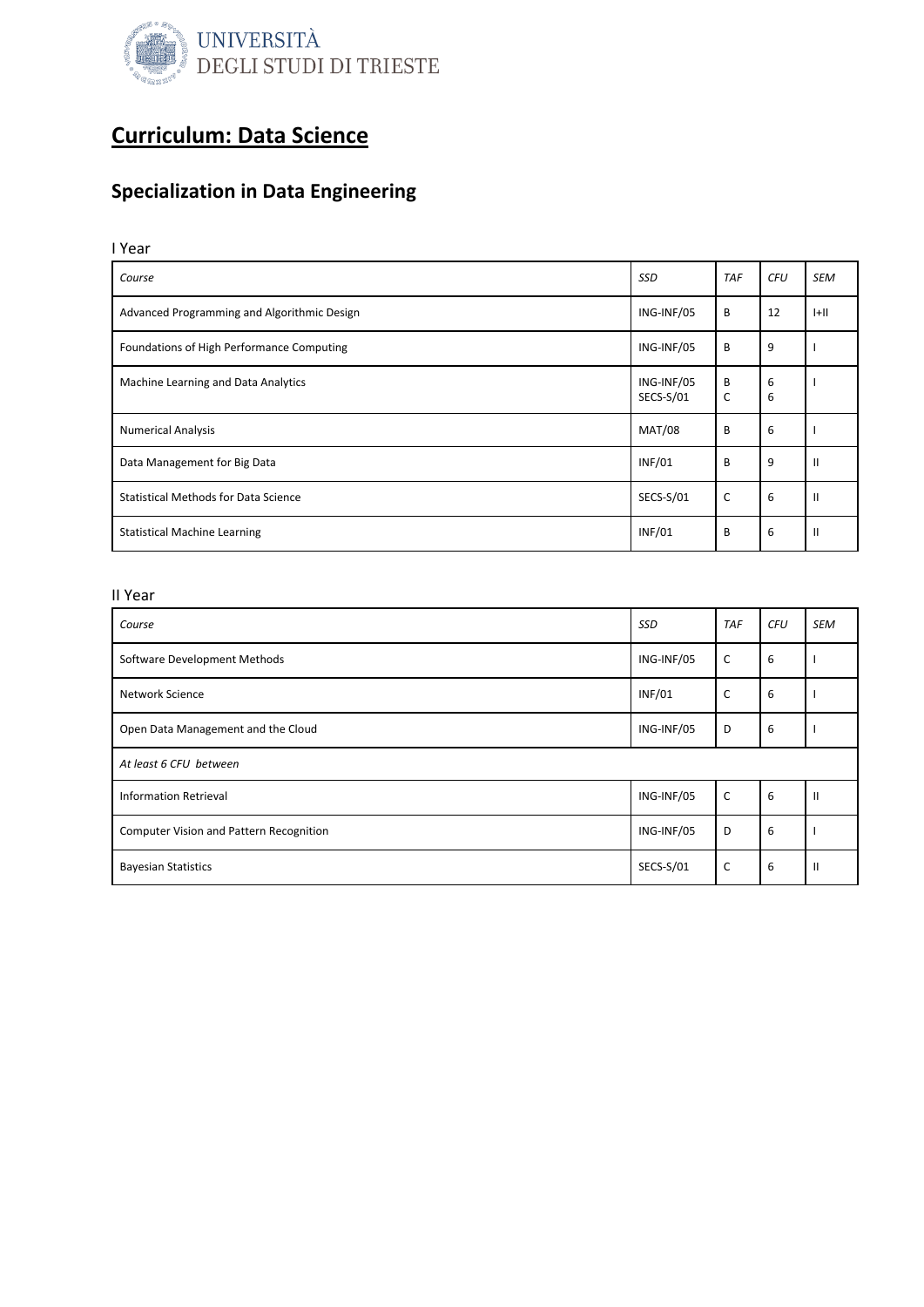# Curriculum: Data Science

## Specialization in Data Engineering

I Year

| *Course* | *SSD* | *TAF* | *CFU* | *SEM* |
|---|---|---|---|---|
| Advanced Programming and Algorithmic Design | ING-INF/05 | B | 12 | I+II |
| Foundations of High Performance Computing | ING-INF/05 | B | 9 | I |
| Machine Learning and Data Analytics | ING-INF/05<br>SECS-S/01 | B<br>C | 6<br>6 | I |
| Numerical Analysis | MAT/08 | B | 6 | I |
| Data Management for Big Data | INF/01 | B | 9 | II |
| Statistical Methods for Data Science | SECS-S/01 | C | 6 | II |
| Statistical Machine Learning | INF/01 | B | 6 | II |

II Year

| *Course* | *SSD* | *TAF* | *CFU* | *SEM* |
|---|---|---|---|---|
| Software Development Methods | ING-INF/05 | C | 6 | I |
| Network Science | INF/01 | C | 6 | I |
| Open Data Management and the Cloud | ING-INF/05 | D | 6 | I |
| *At least 6 CFU between* | | | | |
| Information Retrieval | ING-INF/05 | C | 6 | II |
| Computer Vision and Pattern Recognition | ING-INF/05 | D | 6 | I |
| Bayesian Statistics | SECS-S/01 | C | 6 | II |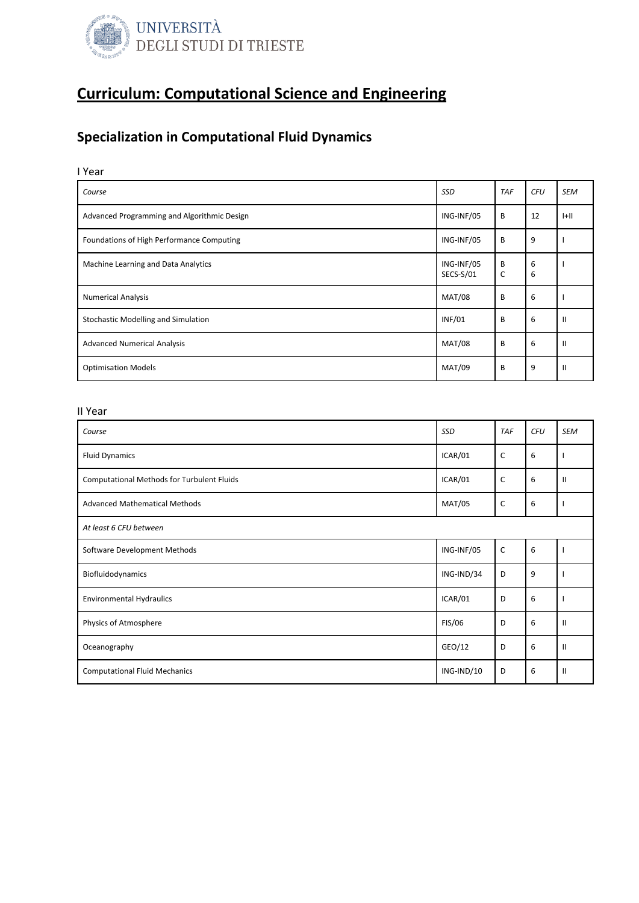UNIVERSITÀ DEGLI STUDI DI TRIESTE

# Curriculum: Computational Science and Engineering

## Specialization in Computational Fluid Dynamics

I Year

| *Course* | *SSD* | *TAF* | *CFU* | *SEM* |
|---|---|---|---|---|
| Advanced Programming and Algorithmic Design | ING-INF/05 | B | 12 | I+II |
| Foundations of High Performance Computing | ING-INF/05 | B | 9 | I |
| Machine Learning and Data Analytics | ING-INF/05<br>SECS-S/01 | B<br>C | 6<br>6 | I |
| Numerical Analysis | MAT/08 | B | 6 | I |
| Stochastic Modelling and Simulation | INF/01 | B | 6 | II |
| Advanced Numerical Analysis | MAT/08 | B | 6 | II |
| Optimisation Models | MAT/09 | B | 9 | II |

II Year

| *Course* | *SSD* | *TAF* | *CFU* | *SEM* |
|---|---|---|---|---|
| Fluid Dynamics | ICAR/01 | C | 6 | I |
| Computational Methods for Turbulent Fluids | ICAR/01 | C | 6 | II |
| Advanced Mathematical Methods | MAT/05 | C | 6 | I |
| *At least 6 CFU between* | | | | |
| Software Development Methods | ING-INF/05 | C | 6 | I |
| Biofluidodynamics | ING-IND/34 | D | 9 | I |
| Environmental Hydraulics | ICAR/01 | D | 6 | I |
| Physics of Atmosphere | FIS/06 | D | 6 | II |
| Oceanography | GEO/12 | D | 6 | II |
| Computational Fluid Mechanics | ING-IND/10 | D | 6 | II |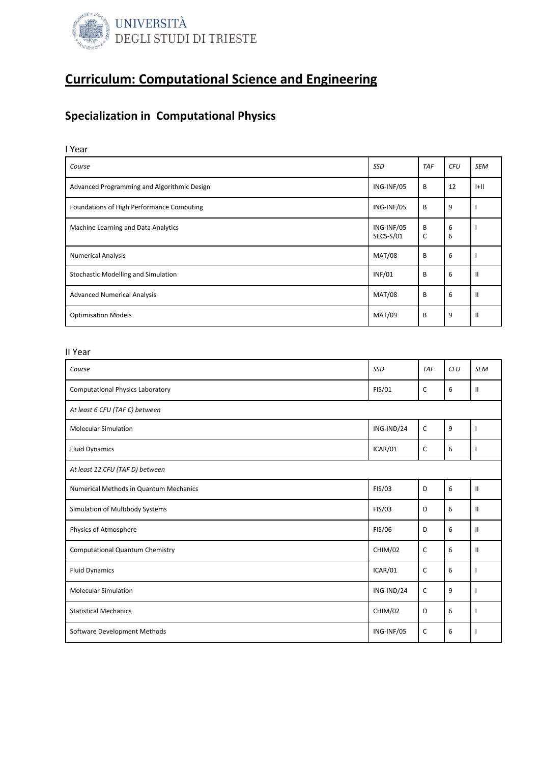UNIVERSITÀ DEGLI STUDI DI TRIESTE

# Curriculum: Computational Science and Engineering

## Specialization in Computational Physics

I Year

| *Course* | *SSD* | *TAF* | *CFU* | *SEM* |
|---|---|---|---|---|
| Advanced Programming and Algorithmic Design | ING-INF/05 | B | 12 | I+II |
| Foundations of High Performance Computing | ING-INF/05 | B | 9 | I |
| Machine Learning and Data Analytics | ING-INF/05<br>SECS-S/01 | B<br>C | 6<br>6 | I |
| Numerical Analysis | MAT/08 | B | 6 | I |
| Stochastic Modelling and Simulation | INF/01 | B | 6 | II |
| Advanced Numerical Analysis | MAT/08 | B | 6 | II |
| Optimisation Models | MAT/09 | B | 9 | II |

II Year

| *Course* | *SSD* | *TAF* | *CFU* | *SEM* |
|---|---|---|---|---|
| Computational Physics Laboratory | FIS/01 | C | 6 | II |
| *At least 6 CFU (TAF C) between* | | | | |
| Molecular Simulation | ING-IND/24 | C | 9 | I |
| Fluid Dynamics | ICAR/01 | C | 6 | I |
| *At least 12 CFU (TAF D) between* | | | | |
| Numerical Methods in Quantum Mechanics | FIS/03 | D | 6 | II |
| Simulation of Multibody Systems | FIS/03 | D | 6 | II |
| Physics of Atmosphere | FIS/06 | D | 6 | II |
| Computational Quantum Chemistry | CHIM/02 | C | 6 | II |
| Fluid Dynamics | ICAR/01 | C | 6 | I |
| Molecular Simulation | ING-IND/24 | C | 9 | I |
| Statistical Mechanics | CHIM/02 | D | 6 | I |
| Software Development Methods | ING-INF/05 | C | 6 | I |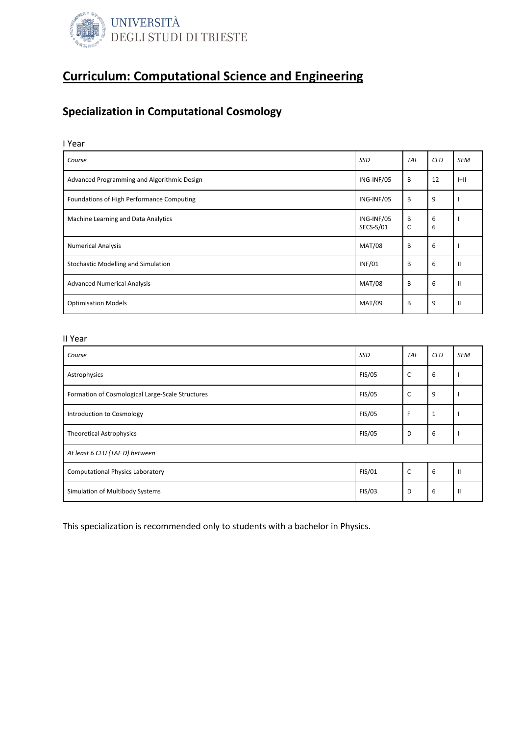UNIVERSITÀ DEGLI STUDI DI TRIESTE

# Curriculum: Computational Science and Engineering

## Specialization in Computational Cosmology

I Year

| *Course* | *SSD* | *TAF* | *CFU* | *SEM* |
|---|---|---|---|---|
| Advanced Programming and Algorithmic Design | ING-INF/05 | B | 12 | I+II |
| Foundations of High Performance Computing | ING-INF/05 | B | 9 | I |
| Machine Learning and Data Analytics | ING-INF/05<br>SECS-S/01 | B<br>C | 6<br>6 | I |
| Numerical Analysis | MAT/08 | B | 6 | I |
| Stochastic Modelling and Simulation | INF/01 | B | 6 | II |
| Advanced Numerical Analysis | MAT/08 | B | 6 | II |
| Optimisation Models | MAT/09 | B | 9 | II |

II Year

| *Course* | *SSD* | *TAF* | *CFU* | *SEM* |
|---|---|---|---|---|
| Astrophysics | FIS/05 | C | 6 | I |
| Formation of Cosmological Large-Scale Structures | FIS/05 | C | 9 | I |
| Introduction to Cosmology | FIS/05 | F | 1 | I |
| Theoretical Astrophysics | FIS/05 | D | 6 | I |
| *At least 6 CFU (TAF D) between* | | | | |
| Computational Physics Laboratory | FIS/01 | C | 6 | II |
| Simulation of Multibody Systems | FIS/03 | D | 6 | II |

This specialization is recommended only to students with a bachelor in Physics.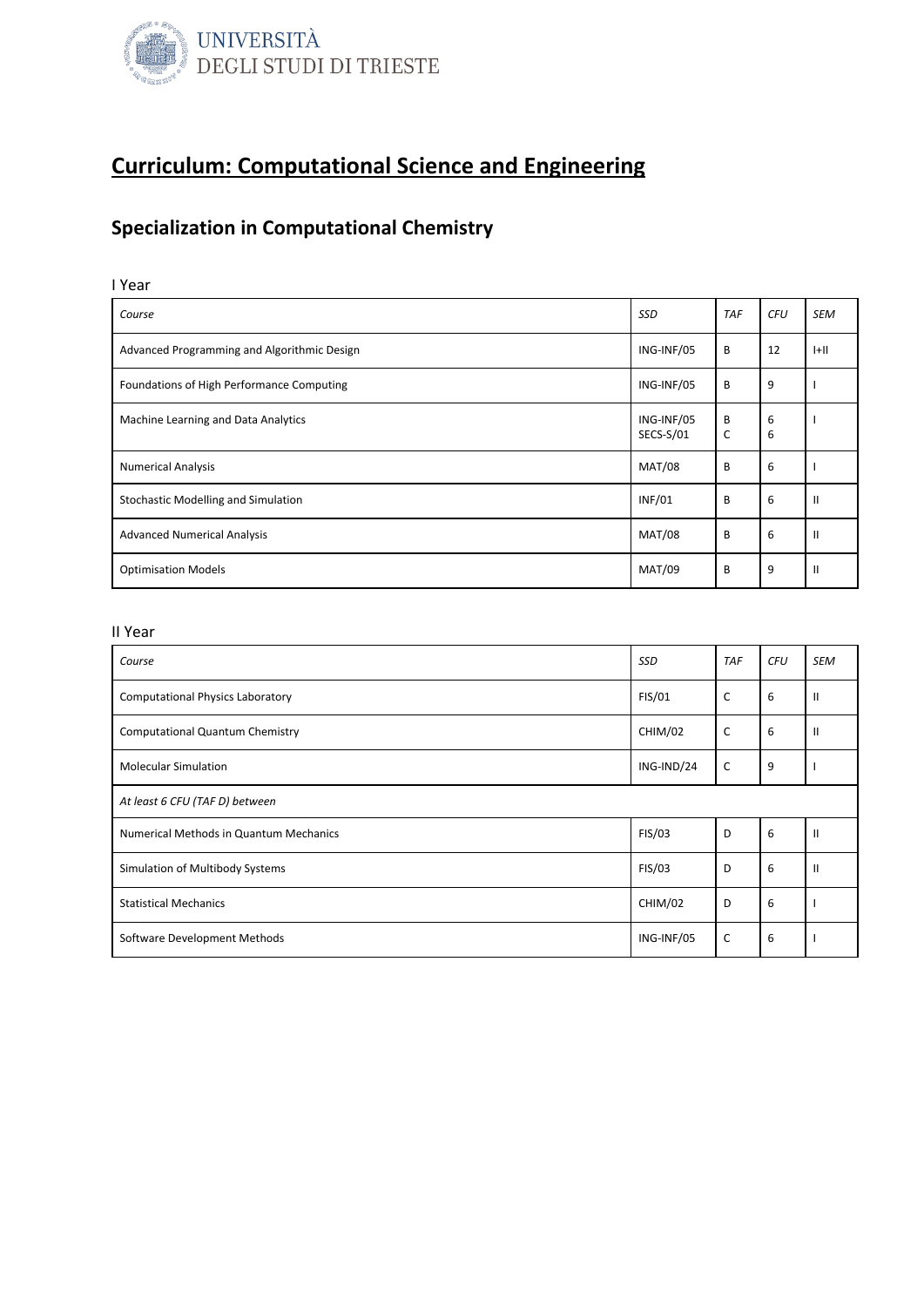# Curriculum: Computational Science and Engineering

## Specialization in Computational Chemistry

I Year

| *Course* | *SSD* | *TAF* | *CFU* | *SEM* |
|---|---|---|---|---|
| Advanced Programming and Algorithmic Design | ING-INF/05 | B | 12 | I+II |
| Foundations of High Performance Computing | ING-INF/05 | B | 9 | I |
| Machine Learning and Data Analytics | ING-INF/05<br>SECS-S/01 | B<br>C | 6<br>6 | I |
| Numerical Analysis | MAT/08 | B | 6 | I |
| Stochastic Modelling and Simulation | INF/01 | B | 6 | II |
| Advanced Numerical Analysis | MAT/08 | B | 6 | II |
| Optimisation Models | MAT/09 | B | 9 | II |

II Year

| *Course* | *SSD* | *TAF* | *CFU* | *SEM* |
|---|---|---|---|---|
| Computational Physics Laboratory | FIS/01 | C | 6 | II |
| Computational Quantum Chemistry | CHIM/02 | C | 6 | II |
| Molecular Simulation | ING-IND/24 | C | 9 | I |
| *At least 6 CFU (TAF D) between* | | | | |
| Numerical Methods in Quantum Mechanics | FIS/03 | D | 6 | II |
| Simulation of Multibody Systems | FIS/03 | D | 6 | II |
| Statistical Mechanics | CHIM/02 | D | 6 | I |
| Software Development Methods | ING-INF/05 | C | 6 | I |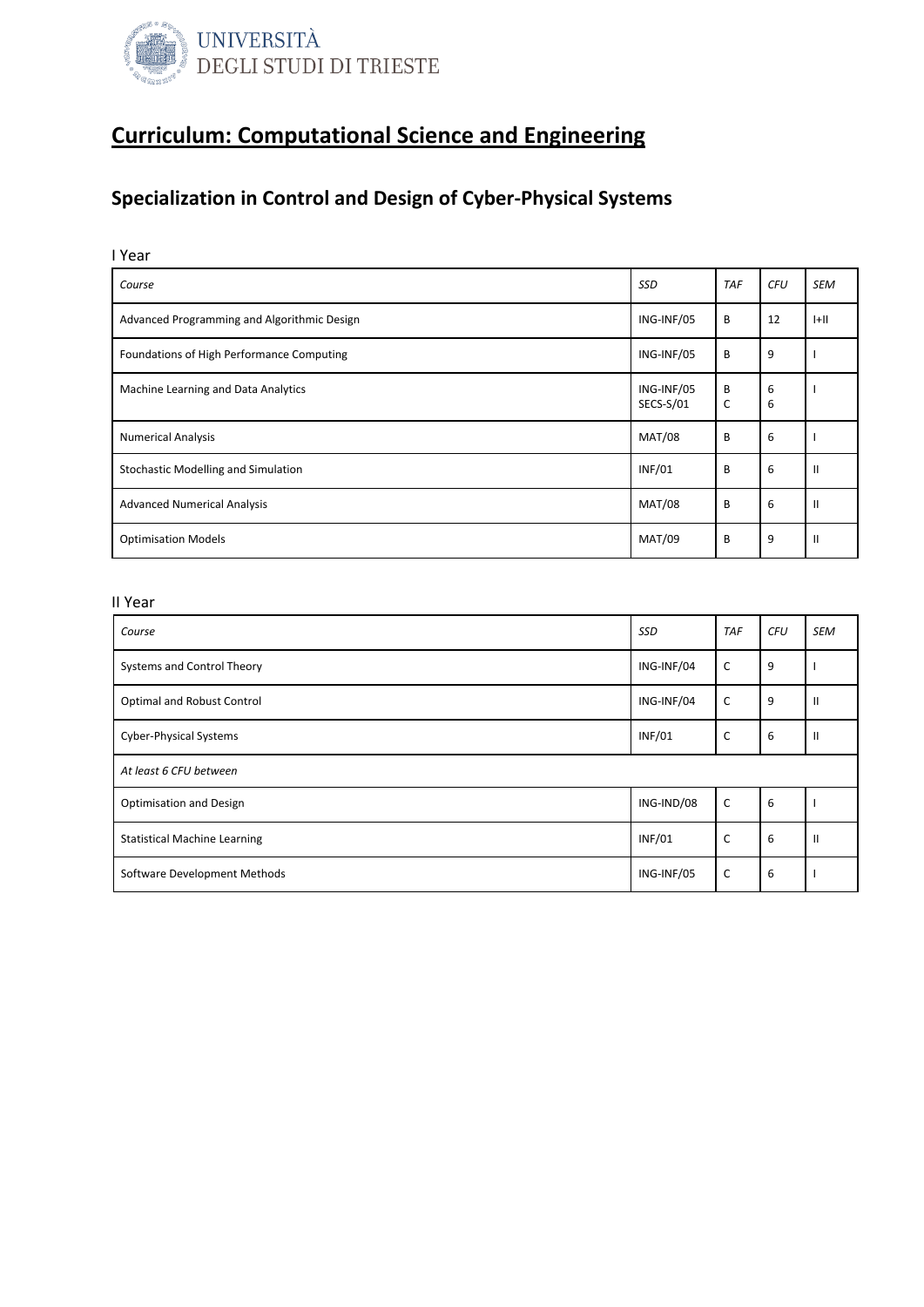UNIVERSITÀ DEGLI STUDI DI TRIESTE

# Curriculum: Computational Science and Engineering

## Specialization in Control and Design of Cyber-Physical Systems

I Year

| *Course* | *SSD* | *TAF* | *CFU* | *SEM* |
|---|---|---|---|---|
| Advanced Programming and Algorithmic Design | ING-INF/05 | B | 12 | I+II |
| Foundations of High Performance Computing | ING-INF/05 | B | 9 | I |
| Machine Learning and Data Analytics | ING-INF/05<br>SECS-S/01 | B<br>C | 6<br>6 | I |
| Numerical Analysis | MAT/08 | B | 6 | I |
| Stochastic Modelling and Simulation | INF/01 | B | 6 | II |
| Advanced Numerical Analysis | MAT/08 | B | 6 | II |
| Optimisation Models | MAT/09 | B | 9 | II |

II Year

| *Course* | *SSD* | *TAF* | *CFU* | *SEM* |
|---|---|---|---|---|
| Systems and Control Theory | ING-INF/04 | C | 9 | I |
| Optimal and Robust Control | ING-INF/04 | C | 9 | II |
| Cyber-Physical Systems | INF/01 | C | 6 | II |
| *At least 6 CFU between* | | | | |
| Optimisation and Design | ING-IND/08 | C | 6 | I |
| Statistical Machine Learning | INF/01 | C | 6 | II |
| Software Development Methods | ING-INF/05 | C | 6 | I |